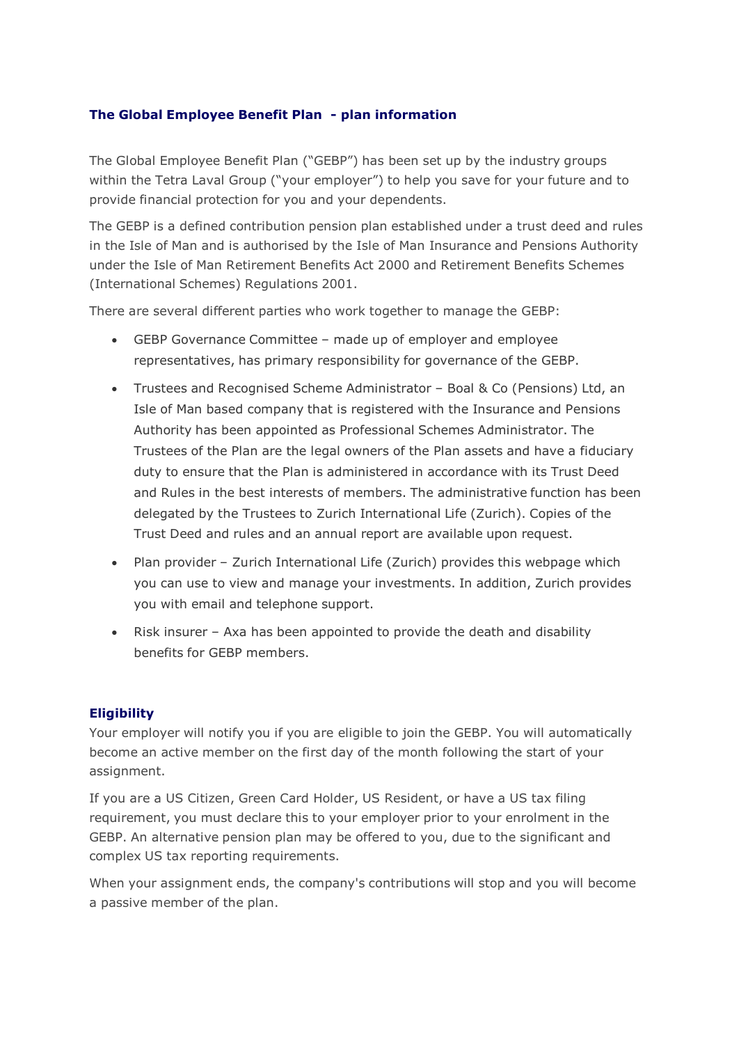## The Global Employee Benefit Plan - plan information

The Global Employee Benefit Plan ("GEBP") has been set up by the industry groups within the Tetra Laval Group ("your employer") to help you save for your future and to provide financial protection for you and your dependents.

The GEBP is a defined contribution pension plan established under a trust deed and rules in the Isle of Man and is authorised by the Isle of Man Insurance and Pensions Authority under the Isle of Man Retirement Benefits Act 2000 and Retirement Benefits Schemes (International Schemes) Regulations 2001.

There are several different parties who work together to manage the GEBP:

- GEBP Governance Committee – made up of employer and employee representatives, has primary responsibility for governance of the GEBP.
- Trustees and Recognised Scheme Administrator – Boal & Co (Pensions) Ltd, an Isle of Man based company that is registered with the Insurance and Pensions Authority has been appointed as Professional Schemes Administrator. The Trustees of the Plan are the legal owners of the Plan assets and have a fiduciary duty to ensure that the Plan is administered in accordance with its Trust Deed and Rules in the best interests of members. The administrative function has been delegated by the Trustees to Zurich International Life (Zurich). Copies of the Trust Deed and rules and an annual report are available upon request.
- Plan provider – Zurich International Life (Zurich) provides this webpage which you can use to view and manage your investments. In addition, Zurich provides you with email and telephone support.
- Risk insurer – Axa has been appointed to provide the death and disability benefits for GEBP members.

### Eligibility

Your employer will notify you if you are eligible to join the GEBP. You will automatically become an active member on the first day of the month following the start of your assignment.

If you are a US Citizen, Green Card Holder, US Resident, or have a US tax filing requirement, you must declare this to your employer prior to your enrolment in the GEBP. An alternative pension plan may be offered to you, due to the significant and complex US tax reporting requirements.

When your assignment ends, the company's contributions will stop and you will become a passive member of the plan.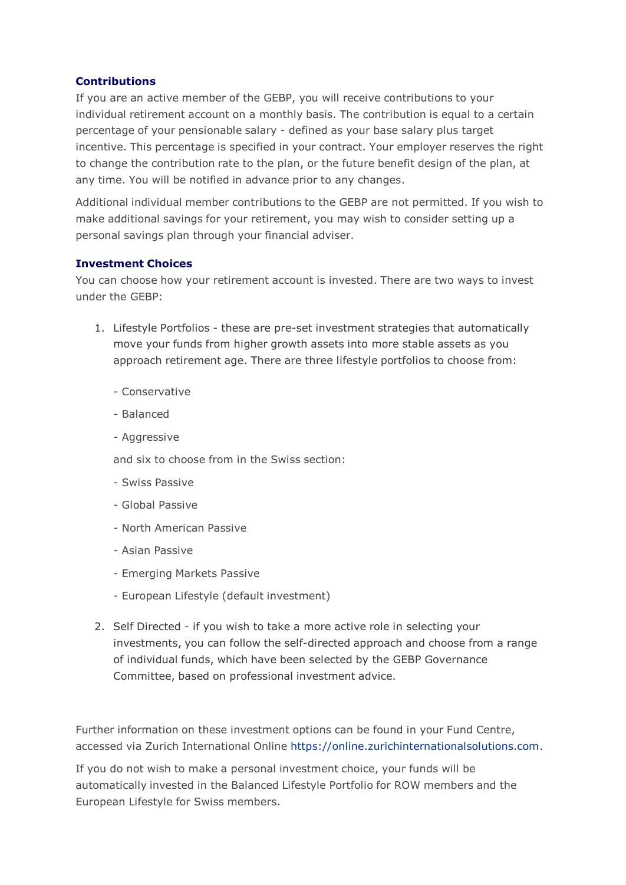### Contributions

If you are an active member of the GEBP, you will receive contributions to your individual retirement account on a monthly basis. The contribution is equal to a certain percentage of your pensionable salary - defined as your base salary plus target incentive. This percentage is specified in your contract. Your employer reserves the right to change the contribution rate to the plan, or the future benefit design of the plan, at any time. You will be notified in advance prior to any changes.

Additional individual member contributions to the GEBP are not permitted. If you wish to make additional savings for your retirement, you may wish to consider setting up a personal savings plan through your financial adviser.

### Investment Choices

You can choose how your retirement account is invested. There are two ways to invest under the GEBP:

1. Lifestyle Portfolios - these are pre-set investment strategies that automatically move your funds from higher growth assets into more stable assets as you approach retirement age. There are three lifestyle portfolios to choose from:

   - Conservative
   - Balanced
   - Aggressive

   and six to choose from in the Swiss section:

   - Swiss Passive
   - Global Passive
   - North American Passive
   - Asian Passive
   - Emerging Markets Passive
   - European Lifestyle (default investment)

2. Self Directed - if you wish to take a more active role in selecting your investments, you can follow the self-directed approach and choose from a range of individual funds, which have been selected by the GEBP Governance Committee, based on professional investment advice.

Further information on these investment options can be found in your Fund Centre, accessed via Zurich International Online https://online.zurichinternationalsolutions.com.

If you do not wish to make a personal investment choice, your funds will be automatically invested in the Balanced Lifestyle Portfolio for ROW members and the European Lifestyle for Swiss members.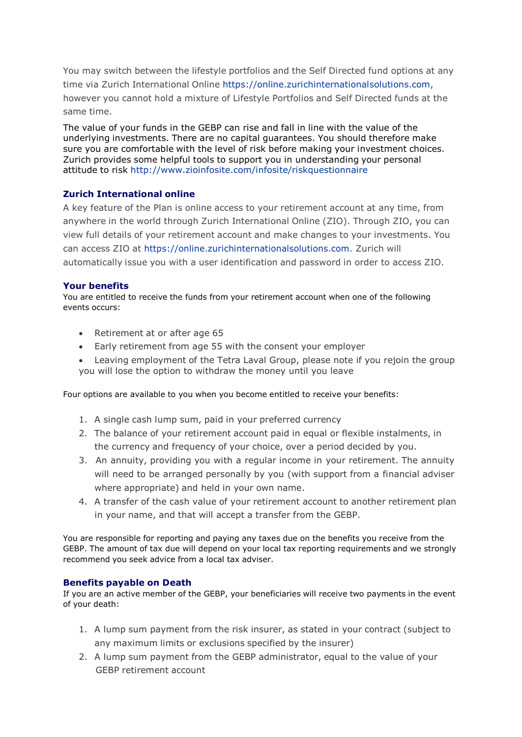You may switch between the lifestyle portfolios and the Self Directed fund options at any time via Zurich International Online https://online.zurichinternationalsolutions.com, however you cannot hold a mixture of Lifestyle Portfolios and Self Directed funds at the same time.

The value of your funds in the GEBP can rise and fall in line with the value of the underlying investments. There are no capital guarantees. You should therefore make sure you are comfortable with the level of risk before making your investment choices. Zurich provides some helpful tools to support you in understanding your personal attitude to risk http://www.zioinfosite.com/infosite/riskquestionnaire

### Zurich International online

A key feature of the Plan is online access to your retirement account at any time, from anywhere in the world through Zurich International Online (ZIO). Through ZIO, you can view full details of your retirement account and make changes to your investments. You can access ZIO at https://online.zurichinternationalsolutions.com. Zurich will automatically issue you with a user identification and password in order to access ZIO.

### Your benefits

You are entitled to receive the funds from your retirement account when one of the following events occurs:

- Retirement at or after age 65
- Early retirement from age 55 with the consent your employer
- Leaving employment of the Tetra Laval Group, please note if you rejoin the group you will lose the option to withdraw the money until you leave

Four options are available to you when you become entitled to receive your benefits:

1. A single cash lump sum, paid in your preferred currency
2. The balance of your retirement account paid in equal or flexible instalments, in the currency and frequency of your choice, over a period decided by you.
3. An annuity, providing you with a regular income in your retirement. The annuity will need to be arranged personally by you (with support from a financial adviser where appropriate) and held in your own name.
4. A transfer of the cash value of your retirement account to another retirement plan in your name, and that will accept a transfer from the GEBP.

You are responsible for reporting and paying any taxes due on the benefits you receive from the GEBP. The amount of tax due will depend on your local tax reporting requirements and we strongly recommend you seek advice from a local tax adviser.

### Benefits payable on Death

If you are an active member of the GEBP, your beneficiaries will receive two payments in the event of your death:

1. A lump sum payment from the risk insurer, as stated in your contract (subject to any maximum limits or exclusions specified by the insurer)
2. A lump sum payment from the GEBP administrator, equal to the value of your GEBP retirement account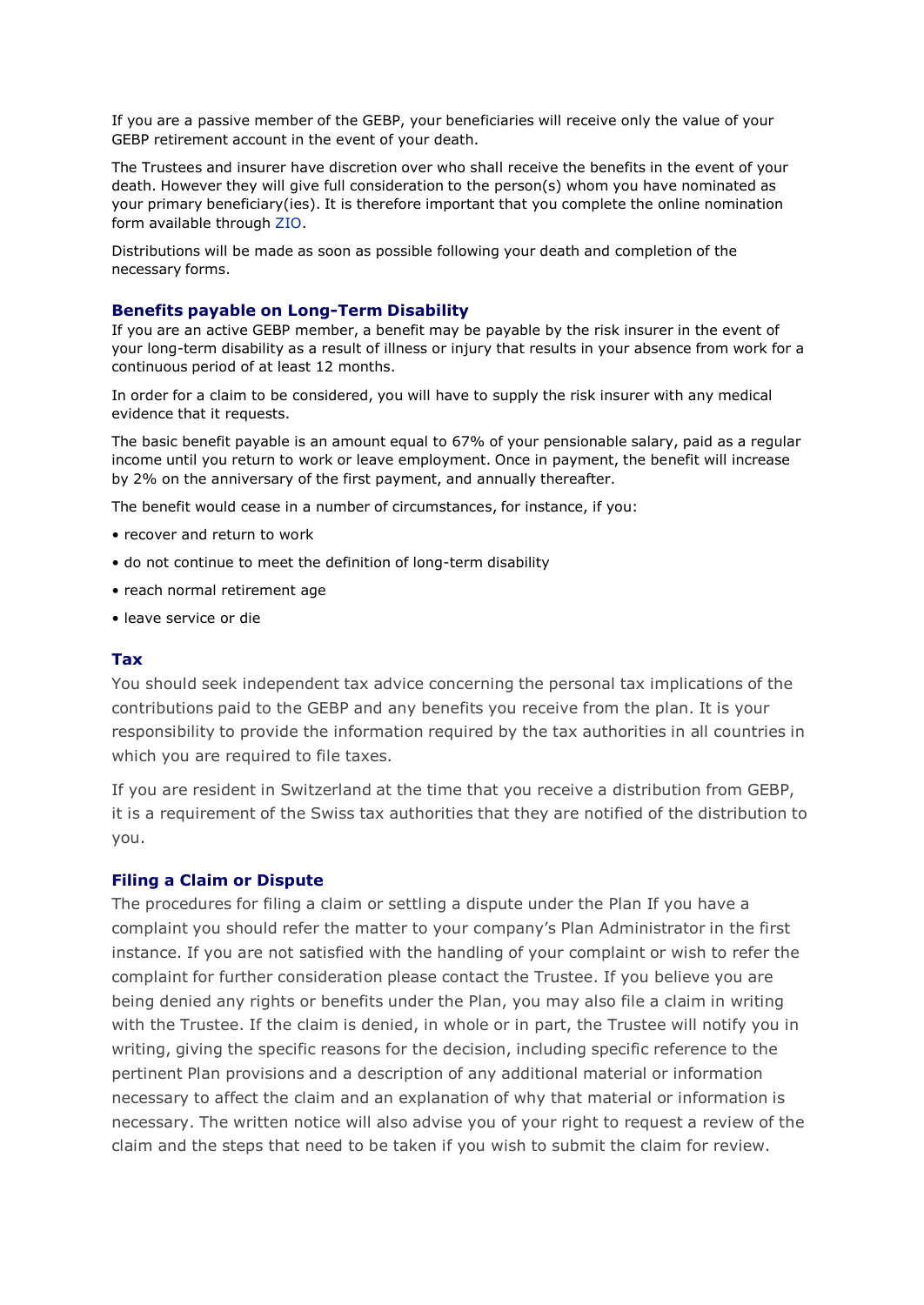If you are a passive member of the GEBP, your beneficiaries will receive only the value of your GEBP retirement account in the event of your death.

The Trustees and insurer have discretion over who shall receive the benefits in the event of your death. However they will give full consideration to the person(s) whom you have nominated as your primary beneficiary(ies). It is therefore important that you complete the online nomination form available through ZIO.

Distributions will be made as soon as possible following your death and completion of the necessary forms.

### Benefits payable on Long-Term Disability

If you are an active GEBP member, a benefit may be payable by the risk insurer in the event of your long-term disability as a result of illness or injury that results in your absence from work for a continuous period of at least 12 months.

In order for a claim to be considered, you will have to supply the risk insurer with any medical evidence that it requests.

The basic benefit payable is an amount equal to 67% of your pensionable salary, paid as a regular income until you return to work or leave employment. Once in payment, the benefit will increase by 2% on the anniversary of the first payment, and annually thereafter.

The benefit would cease in a number of circumstances, for instance, if you:

- recover and return to work
- do not continue to meet the definition of long-term disability
- reach normal retirement age
- leave service or die

### Tax

You should seek independent tax advice concerning the personal tax implications of the contributions paid to the GEBP and any benefits you receive from the plan. It is your responsibility to provide the information required by the tax authorities in all countries in which you are required to file taxes.

If you are resident in Switzerland at the time that you receive a distribution from GEBP, it is a requirement of the Swiss tax authorities that they are notified of the distribution to you.

### Filing a Claim or Dispute

The procedures for filing a claim or settling a dispute under the Plan If you have a complaint you should refer the matter to your company's Plan Administrator in the first instance. If you are not satisfied with the handling of your complaint or wish to refer the complaint for further consideration please contact the Trustee. If you believe you are being denied any rights or benefits under the Plan, you may also file a claim in writing with the Trustee. If the claim is denied, in whole or in part, the Trustee will notify you in writing, giving the specific reasons for the decision, including specific reference to the pertinent Plan provisions and a description of any additional material or information necessary to affect the claim and an explanation of why that material or information is necessary. The written notice will also advise you of your right to request a review of the claim and the steps that need to be taken if you wish to submit the claim for review.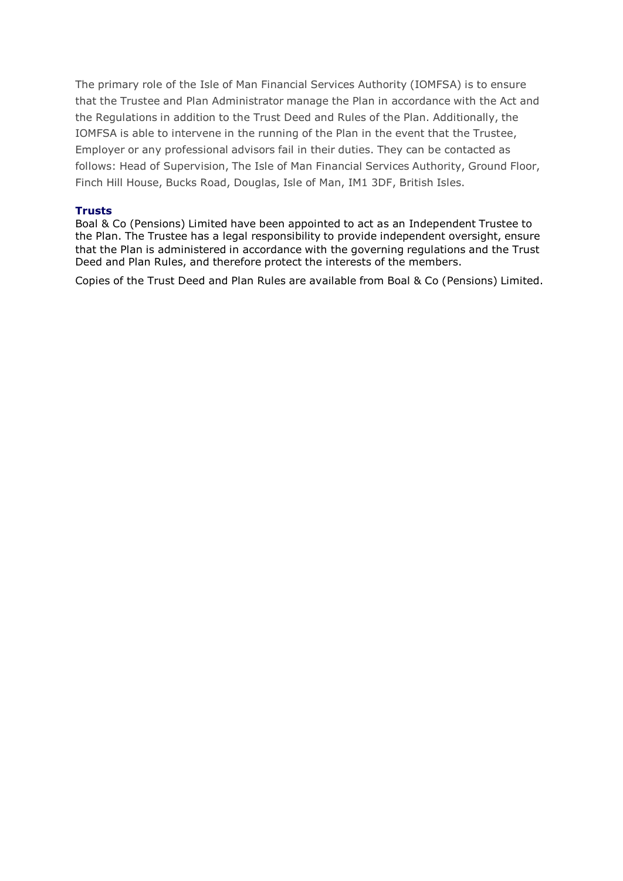The primary role of the Isle of Man Financial Services Authority (IOMFSA) is to ensure that the Trustee and Plan Administrator manage the Plan in accordance with the Act and the Regulations in addition to the Trust Deed and Rules of the Plan. Additionally, the IOMFSA is able to intervene in the running of the Plan in the event that the Trustee, Employer or any professional advisors fail in their duties. They can be contacted as follows: Head of Supervision, The Isle of Man Financial Services Authority, Ground Floor, Finch Hill House, Bucks Road, Douglas, Isle of Man, IM1 3DF, British Isles.

**Trusts**

Boal & Co (Pensions) Limited have been appointed to act as an Independent Trustee to the Plan. The Trustee has a legal responsibility to provide independent oversight, ensure that the Plan is administered in accordance with the governing regulations and the Trust Deed and Plan Rules, and therefore protect the interests of the members.

Copies of the Trust Deed and Plan Rules are available from Boal & Co (Pensions) Limited.